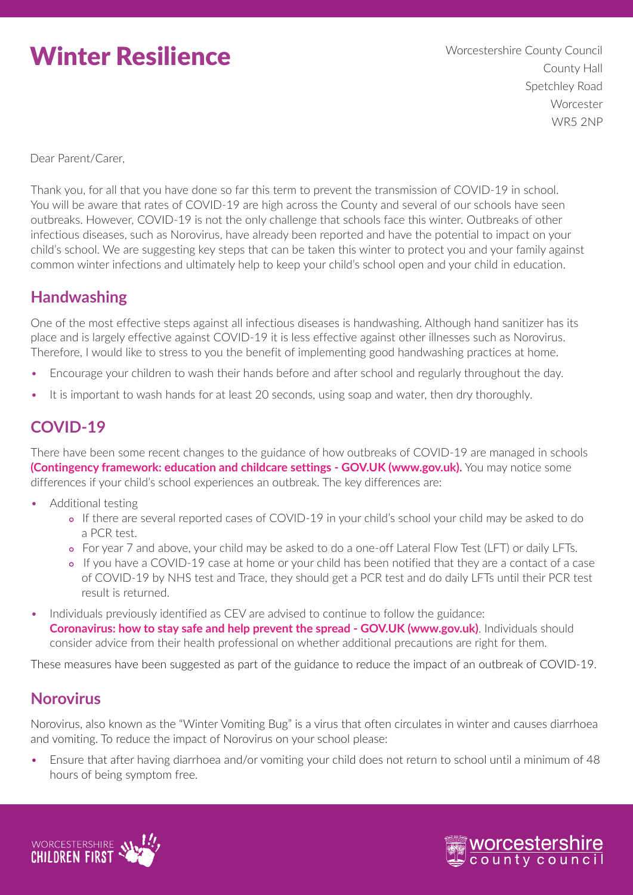# Winter Resilience

Worcestershire County Council
County Hall
Spetchley Road
Worcester
WR5 2NP

Dear Parent/Carer,

Thank you, for all that you have done so far this term to prevent the transmission of COVID-19 in school. You will be aware that rates of COVID-19 are high across the County and several of our schools have seen outbreaks. However, COVID-19 is not the only challenge that schools face this winter. Outbreaks of other infectious diseases, such as Norovirus, have already been reported and have the potential to impact on your child's school. We are suggesting key steps that can be taken this winter to protect you and your family against common winter infections and ultimately help to keep your child's school open and your child in education.

## Handwashing

One of the most effective steps against all infectious diseases is handwashing. Although hand sanitizer has its place and is largely effective against COVID-19 it is less effective against other illnesses such as Norovirus. Therefore, I would like to stress to you the benefit of implementing good handwashing practices at home.

- Encourage your children to wash their hands before and after school and regularly throughout the day.
- It is important to wash hands for at least 20 seconds, using soap and water, then dry thoroughly.

## COVID-19

There have been some recent changes to the guidance of how outbreaks of COVID-19 are managed in schools **(Contingency framework: education and childcare settings - GOV.UK (www.gov.uk).** You may notice some differences if your child's school experiences an outbreak. The key differences are:

- Additional testing
  - If there are several reported cases of COVID-19 in your child's school your child may be asked to do a PCR test.
  - For year 7 and above, your child may be asked to do a one-off Lateral Flow Test (LFT) or daily LFTs.
  - If you have a COVID-19 case at home or your child has been notified that they are a contact of a case of COVID-19 by NHS test and Trace, they should get a PCR test and do daily LFTs until their PCR test result is returned.
- Individuals previously identified as CEV are advised to continue to follow the guidance: **Coronavirus: how to stay safe and help prevent the spread - GOV.UK (www.gov.uk)**. Individuals should consider advice from their health professional on whether additional precautions are right for them.

These measures have been suggested as part of the guidance to reduce the impact of an outbreak of COVID-19.

## Norovirus

Norovirus, also known as the "Winter Vomiting Bug" is a virus that often circulates in winter and causes diarrhoea and vomiting. To reduce the impact of Norovirus on your school please:

- Ensure that after having diarrhoea and/or vomiting your child does not return to school until a minimum of 48 hours of being symptom free.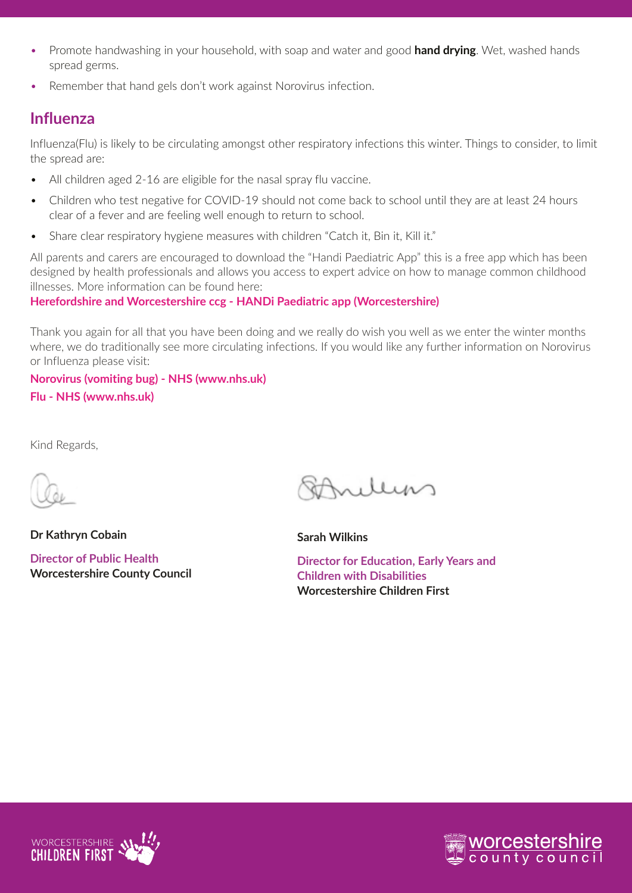- Promote handwashing in your household, with soap and water and good **hand drying**. Wet, washed hands spread germs.
- Remember that hand gels don't work against Norovirus infection.

## Influenza

Influenza(Flu) is likely to be circulating amongst other respiratory infections this winter. Things to consider, to limit the spread are:

- All children aged 2-16 are eligible for the nasal spray flu vaccine.
- Children who test negative for COVID-19 should not come back to school until they are at least 24 hours clear of a fever and are feeling well enough to return to school.
- Share clear respiratory hygiene measures with children "Catch it, Bin it, Kill it."

All parents and carers are encouraged to download the "Handi Paediatric App" this is a free app which has been designed by health professionals and allows you access to expert advice on how to manage common childhood illnesses. More information can be found here:

**Herefordshire and Worcestershire ccg - HANDi Paediatric app (Worcestershire)**

Thank you again for all that you have been doing and we really do wish you well as we enter the winter months where, we do traditionally see more circulating infections. If you would like any further information on Norovirus or Influenza please visit:

**Norovirus (vomiting bug) - NHS (www.nhs.uk)**

**Flu - NHS (www.nhs.uk)**

Kind Regards,

**Dr Kathryn Cobain**

**Director of Public Health**
**Worcestershire County Council**

**Sarah Wilkins**

**Director for Education, Early Years and Children with Disabilities**
**Worcestershire Children First**

WORCESTERSHIRE CHILDREN FIRST

worcestershire county council